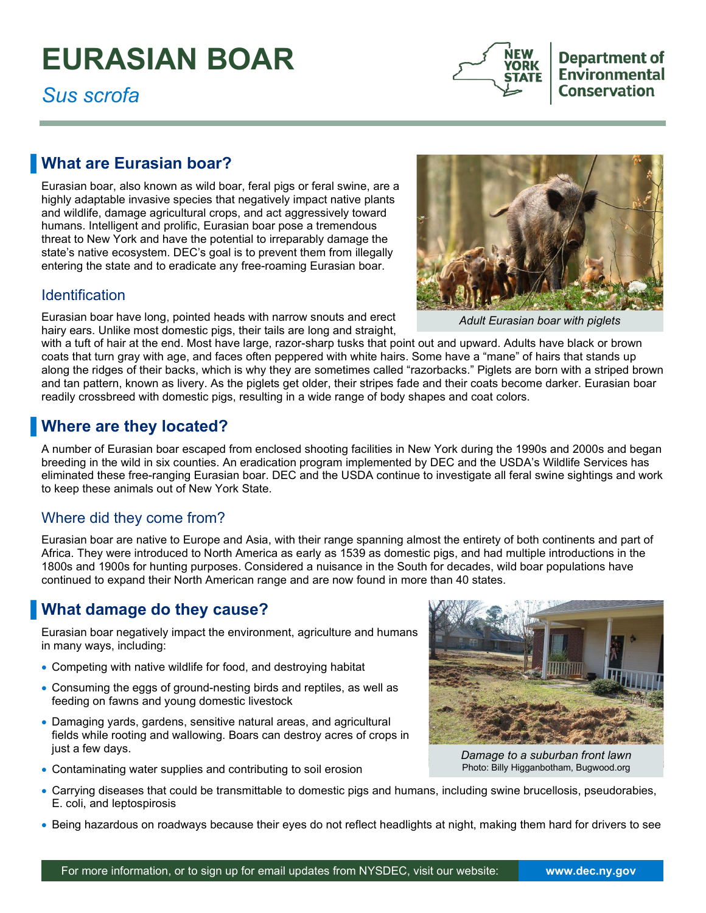# EURASIAN BOAR

*Sus scrofa*

New York State Department of Environmental Conservation

## What are Eurasian boar?

Eurasian boar, also known as wild boar, feral pigs or feral swine, are a highly adaptable invasive species that negatively impact native plants and wildlife, damage agricultural crops, and act aggressively toward humans. Intelligent and prolific, Eurasian boar pose a tremendous threat to New York and have the potential to irreparably damage the state's native ecosystem. DEC's goal is to prevent them from illegally entering the state and to eradicate any free-roaming Eurasian boar.

*Adult Eurasian boar with piglets*

### Identification

Eurasian boar have long, pointed heads with narrow snouts and erect hairy ears. Unlike most domestic pigs, their tails are long and straight, with a tuft of hair at the end. Most have large, razor-sharp tusks that point out and upward. Adults have black or brown coats that turn gray with age, and faces often peppered with white hairs. Some have a "mane" of hairs that stands up along the ridges of their backs, which is why they are sometimes called "razorbacks." Piglets are born with a striped brown and tan pattern, known as livery. As the piglets get older, their stripes fade and their coats become darker. Eurasian boar readily crossbreed with domestic pigs, resulting in a wide range of body shapes and coat colors.

## Where are they located?

A number of Eurasian boar escaped from enclosed shooting facilities in New York during the 1990s and 2000s and began breeding in the wild in six counties. An eradication program implemented by DEC and the USDA's Wildlife Services has eliminated these free-ranging Eurasian boar. DEC and the USDA continue to investigate all feral swine sightings and work to keep these animals out of New York State.

### Where did they come from?

Eurasian boar are native to Europe and Asia, with their range spanning almost the entirety of both continents and part of Africa. They were introduced to North America as early as 1539 as domestic pigs, and had multiple introductions in the 1800s and 1900s for hunting purposes. Considered a nuisance in the South for decades, wild boar populations have continued to expand their North American range and are now found in more than 40 states.

## What damage do they cause?

Eurasian boar negatively impact the environment, agriculture and humans in many ways, including:

- Competing with native wildlife for food, and destroying habitat
- Consuming the eggs of ground-nesting birds and reptiles, as well as feeding on fawns and young domestic livestock
- Damaging yards, gardens, sensitive natural areas, and agricultural fields while rooting and wallowing. Boars can destroy acres of crops in just a few days.
- Contaminating water supplies and contributing to soil erosion
- Carrying diseases that could be transmittable to domestic pigs and humans, including swine brucellosis, pseudorabies, E. coli, and leptospirosis
- Being hazardous on roadways because their eyes do not reflect headlights at night, making them hard for drivers to see

*Damage to a suburban front lawn*
Photo: Billy Higganbotham, Bugwood.org

For more information, or to sign up for email updates from NYSDEC, visit our website: **www.dec.ny.gov**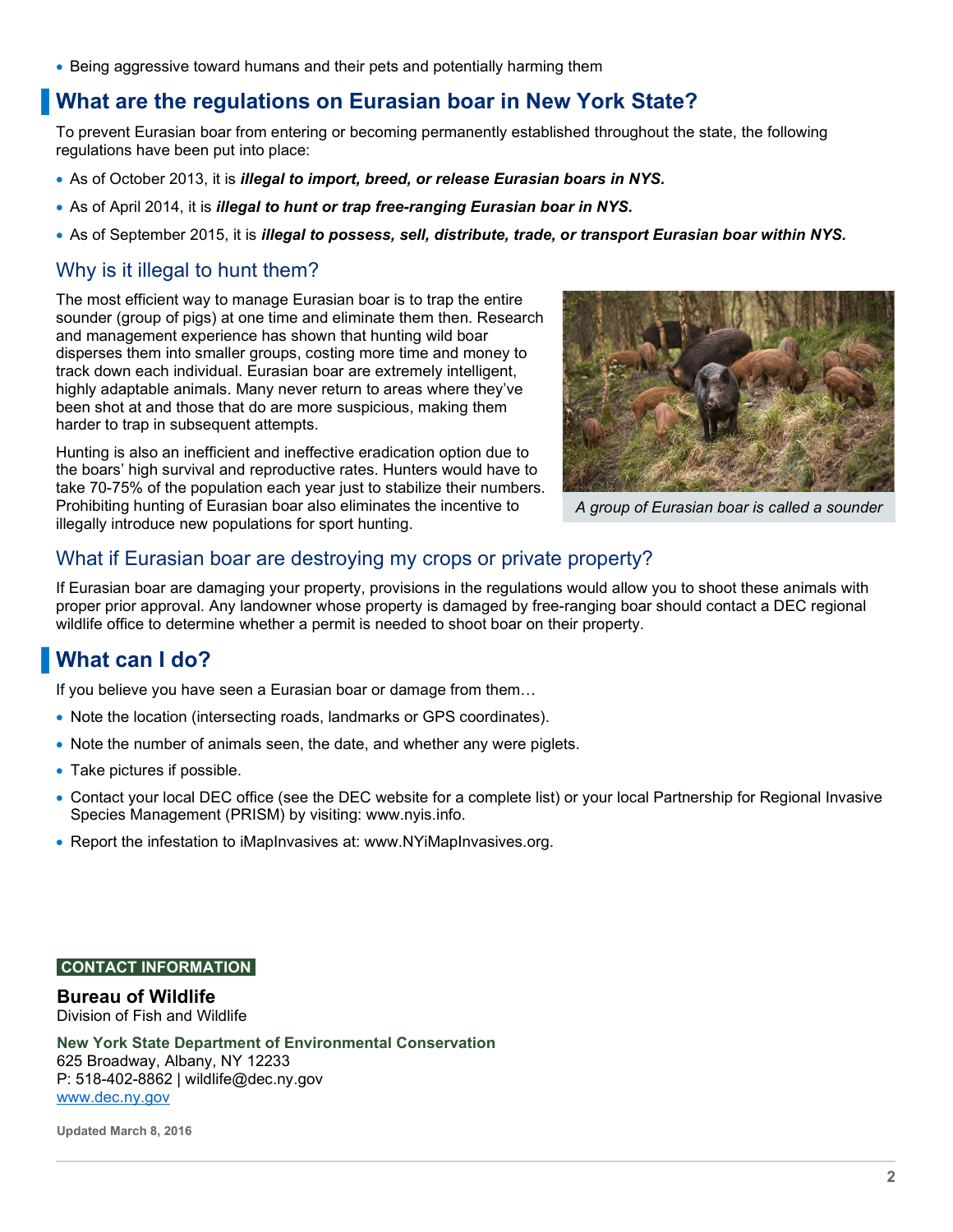- Being aggressive toward humans and their pets and potentially harming them

## What are the regulations on Eurasian boar in New York State?

To prevent Eurasian boar from entering or becoming permanently established throughout the state, the following regulations have been put into place:

- As of October 2013, it is ***illegal to import, breed, or release Eurasian boars in NYS.***
- As of April 2014, it is ***illegal to hunt or trap free-ranging Eurasian boar in NYS.***
- As of September 2015, it is ***illegal to possess, sell, distribute, trade, or transport Eurasian boar within NYS.***

### Why is it illegal to hunt them?

The most efficient way to manage Eurasian boar is to trap the entire sounder (group of pigs) at one time and eliminate them then. Research and management experience has shown that hunting wild boar disperses them into smaller groups, costing more time and money to track down each individual. Eurasian boar are extremely intelligent, highly adaptable animals. Many never return to areas where they've been shot at and those that do are more suspicious, making them harder to trap in subsequent attempts.

Hunting is also an inefficient and ineffective eradication option due to the boars' high survival and reproductive rates. Hunters would have to take 70-75% of the population each year just to stabilize their numbers. Prohibiting hunting of Eurasian boar also eliminates the incentive to illegally introduce new populations for sport hunting.

*A group of Eurasian boar is called a sounder*

### What if Eurasian boar are destroying my crops or private property?

If Eurasian boar are damaging your property, provisions in the regulations would allow you to shoot these animals with proper prior approval. Any landowner whose property is damaged by free-ranging boar should contact a DEC regional wildlife office to determine whether a permit is needed to shoot boar on their property.

## What can I do?

If you believe you have seen a Eurasian boar or damage from them…

- Note the location (intersecting roads, landmarks or GPS coordinates).
- Note the number of animals seen, the date, and whether any were piglets.
- Take pictures if possible.
- Contact your local DEC office (see the DEC website for a complete list) or your local Partnership for Regional Invasive Species Management (PRISM) by visiting: www.nyis.info.
- Report the infestation to iMapInvasives at: www.NYiMapInvasives.org.

**CONTACT INFORMATION**

**Bureau of Wildlife**
Division of Fish and Wildlife

**New York State Department of Environmental Conservation**
625 Broadway, Albany, NY 12233
P: 518-402-8862 | wildlife@dec.ny.gov
www.dec.ny.gov

**Updated March 8, 2016**